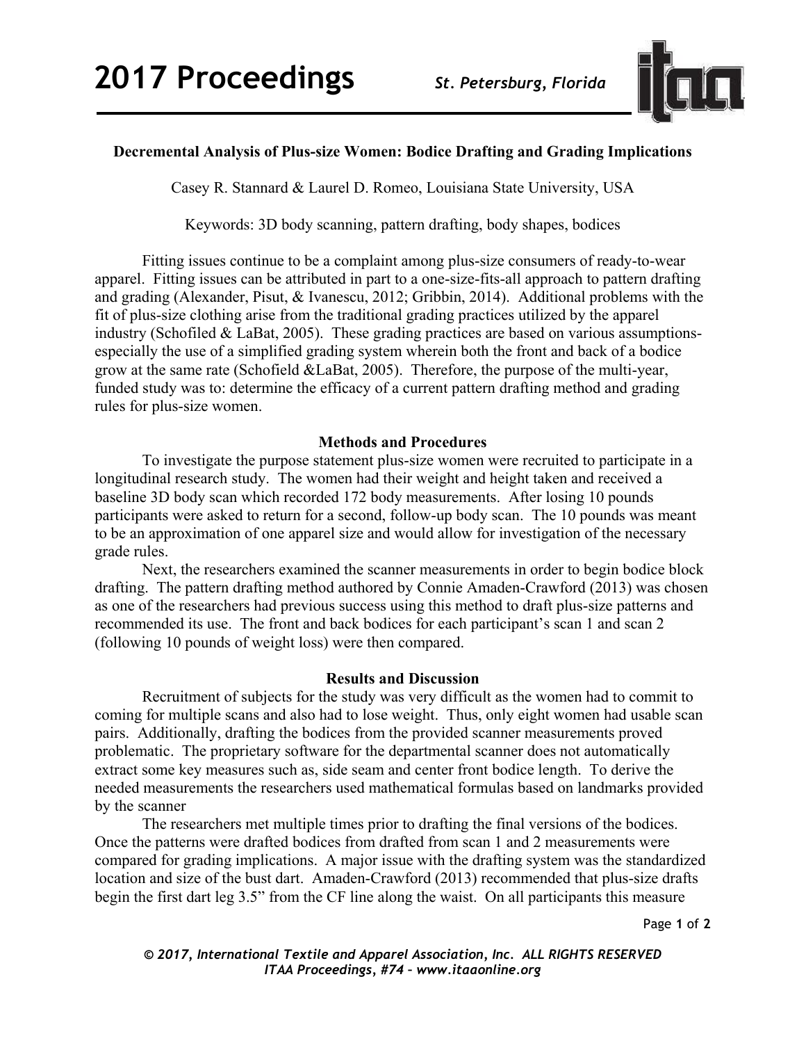# Decremental Analysis of Plus-size Women: Bodice Drafting and Grading Implications

Casey R. Stannard & Laurel D. Romeo, Louisiana State University, USA

Keywords: 3D body scanning, pattern drafting, body shapes, bodices

Fitting issues continue to be a complaint among plus-size consumers of ready-to-wear apparel. Fitting issues can be attributed in part to a one-size-fits-all approach to pattern drafting and grading (Alexander, Pisut, & Ivanescu, 2012; Gribbin, 2014). Additional problems with the fit of plus-size clothing arise from the traditional grading practices utilized by the apparel industry (Schofiled & LaBat, 2005). These grading practices are based on various assumptions-especially the use of a simplified grading system wherein both the front and back of a bodice grow at the same rate (Schofield &LaBat, 2005). Therefore, the purpose of the multi-year, funded study was to: determine the efficacy of a current pattern drafting method and grading rules for plus-size women.

## Methods and Procedures

To investigate the purpose statement plus-size women were recruited to participate in a longitudinal research study. The women had their weight and height taken and received a baseline 3D body scan which recorded 172 body measurements. After losing 10 pounds participants were asked to return for a second, follow-up body scan. The 10 pounds was meant to be an approximation of one apparel size and would allow for investigation of the necessary grade rules.

Next, the researchers examined the scanner measurements in order to begin bodice block drafting. The pattern drafting method authored by Connie Amaden-Crawford (2013) was chosen as one of the researchers had previous success using this method to draft plus-size patterns and recommended its use. The front and back bodices for each participant's scan 1 and scan 2 (following 10 pounds of weight loss) were then compared.

## Results and Discussion

Recruitment of subjects for the study was very difficult as the women had to commit to coming for multiple scans and also had to lose weight. Thus, only eight women had usable scan pairs. Additionally, drafting the bodices from the provided scanner measurements proved problematic. The proprietary software for the departmental scanner does not automatically extract some key measures such as, side seam and center front bodice length. To derive the needed measurements the researchers used mathematical formulas based on landmarks provided by the scanner

The researchers met multiple times prior to drafting the final versions of the bodices. Once the patterns were drafted bodices from drafted from scan 1 and 2 measurements were compared for grading implications. A major issue with the drafting system was the standardized location and size of the bust dart. Amaden-Crawford (2013) recommended that plus-size drafts begin the first dart leg 3.5" from the CF line along the waist. On all participants this measure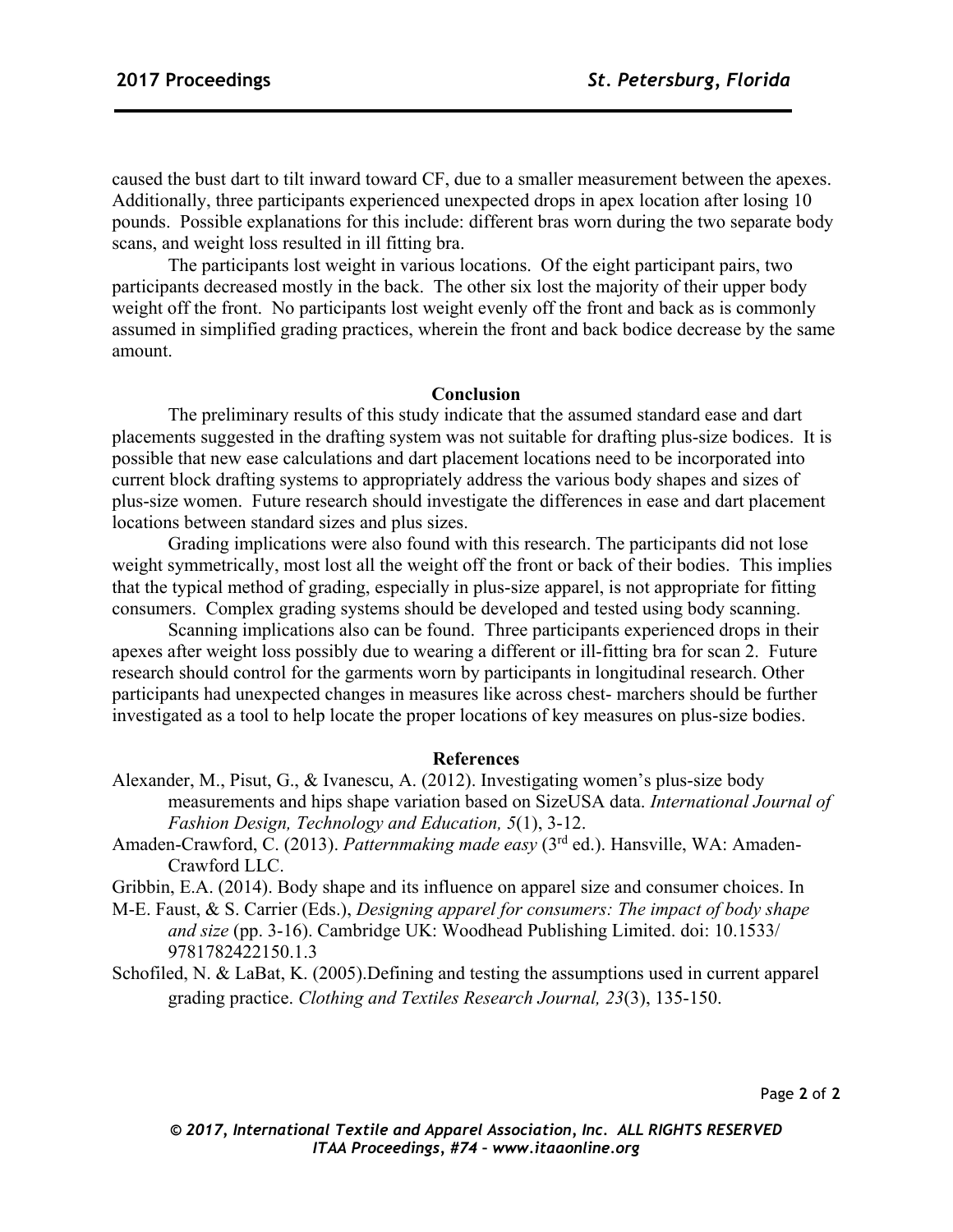caused the bust dart to tilt inward toward CF, due to a smaller measurement between the apexes. Additionally, three participants experienced unexpected drops in apex location after losing 10 pounds. Possible explanations for this include: different bras worn during the two separate body scans, and weight loss resulted in ill fitting bra.

The participants lost weight in various locations. Of the eight participant pairs, two participants decreased mostly in the back. The other six lost the majority of their upper body weight off the front. No participants lost weight evenly off the front and back as is commonly assumed in simplified grading practices, wherein the front and back bodice decrease by the same amount.

## Conclusion

The preliminary results of this study indicate that the assumed standard ease and dart placements suggested in the drafting system was not suitable for drafting plus-size bodices. It is possible that new ease calculations and dart placement locations need to be incorporated into current block drafting systems to appropriately address the various body shapes and sizes of plus-size women. Future research should investigate the differences in ease and dart placement locations between standard sizes and plus sizes.

Grading implications were also found with this research. The participants did not lose weight symmetrically, most lost all the weight off the front or back of their bodies. This implies that the typical method of grading, especially in plus-size apparel, is not appropriate for fitting consumers. Complex grading systems should be developed and tested using body scanning.

Scanning implications also can be found. Three participants experienced drops in their apexes after weight loss possibly due to wearing a different or ill-fitting bra for scan 2. Future research should control for the garments worn by participants in longitudinal research. Other participants had unexpected changes in measures like across chest- marchers should be further investigated as a tool to help locate the proper locations of key measures on plus-size bodies.

## References

Alexander, M., Pisut, G., & Ivanescu, A. (2012). Investigating women's plus-size body measurements and hips shape variation based on SizeUSA data. *International Journal of Fashion Design, Technology and Education, 5*(1), 3-12.

Amaden-Crawford, C. (2013). *Patternmaking made easy* (3rd ed.). Hansville, WA: Amaden-Crawford LLC.

Gribbin, E.A. (2014). Body shape and its influence on apparel size and consumer choices. In M-E. Faust, & S. Carrier (Eds.), *Designing apparel for consumers: The impact of body shape and size* (pp. 3-16). Cambridge UK: Woodhead Publishing Limited. doi: 10.1533/ 9781782422150.1.3

Schofiled, N. & LaBat, K. (2005).Defining and testing the assumptions used in current apparel grading practice. *Clothing and Textiles Research Journal, 23*(3), 135-150.